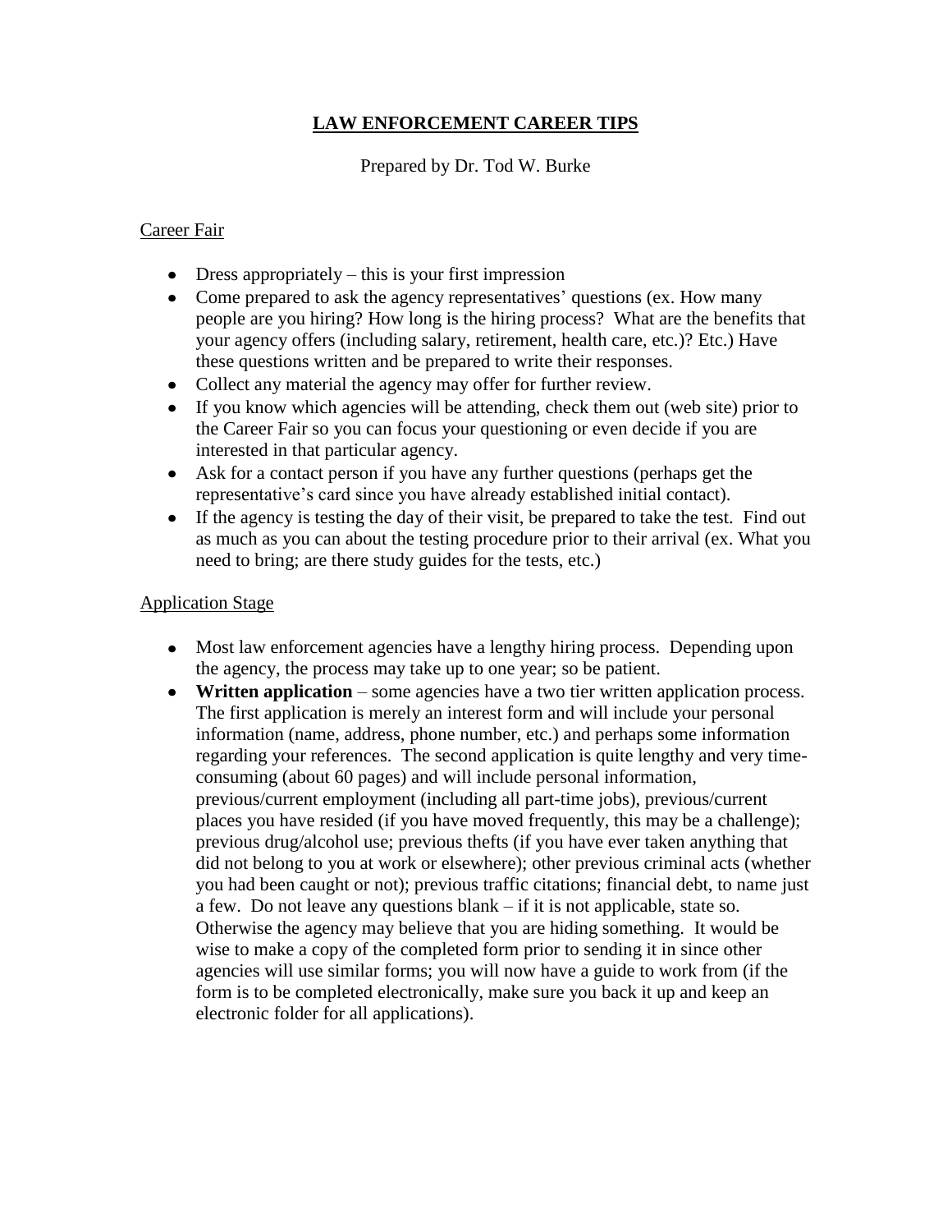# LAW ENFORCEMENT CAREER TIPS

Prepared by Dr. Tod W. Burke

## Career Fair

- Dress appropriately – this is your first impression
- Come prepared to ask the agency representatives' questions (ex. How many people are you hiring? How long is the hiring process? What are the benefits that your agency offers (including salary, retirement, health care, etc.)? Etc.) Have these questions written and be prepared to write their responses.
- Collect any material the agency may offer for further review.
- If you know which agencies will be attending, check them out (web site) prior to the Career Fair so you can focus your questioning or even decide if you are interested in that particular agency.
- Ask for a contact person if you have any further questions (perhaps get the representative's card since you have already established initial contact).
- If the agency is testing the day of their visit, be prepared to take the test. Find out as much as you can about the testing procedure prior to their arrival (ex. What you need to bring; are there study guides for the tests, etc.)

## Application Stage

- Most law enforcement agencies have a lengthy hiring process. Depending upon the agency, the process may take up to one year; so be patient.
- **Written application** – some agencies have a two tier written application process. The first application is merely an interest form and will include your personal information (name, address, phone number, etc.) and perhaps some information regarding your references. The second application is quite lengthy and very time-consuming (about 60 pages) and will include personal information, previous/current employment (including all part-time jobs), previous/current places you have resided (if you have moved frequently, this may be a challenge); previous drug/alcohol use; previous thefts (if you have ever taken anything that did not belong to you at work or elsewhere); other previous criminal acts (whether you had been caught or not); previous traffic citations; financial debt, to name just a few. Do not leave any questions blank – if it is not applicable, state so. Otherwise the agency may believe that you are hiding something. It would be wise to make a copy of the completed form prior to sending it in since other agencies will use similar forms; you will now have a guide to work from (if the form is to be completed electronically, make sure you back it up and keep an electronic folder for all applications).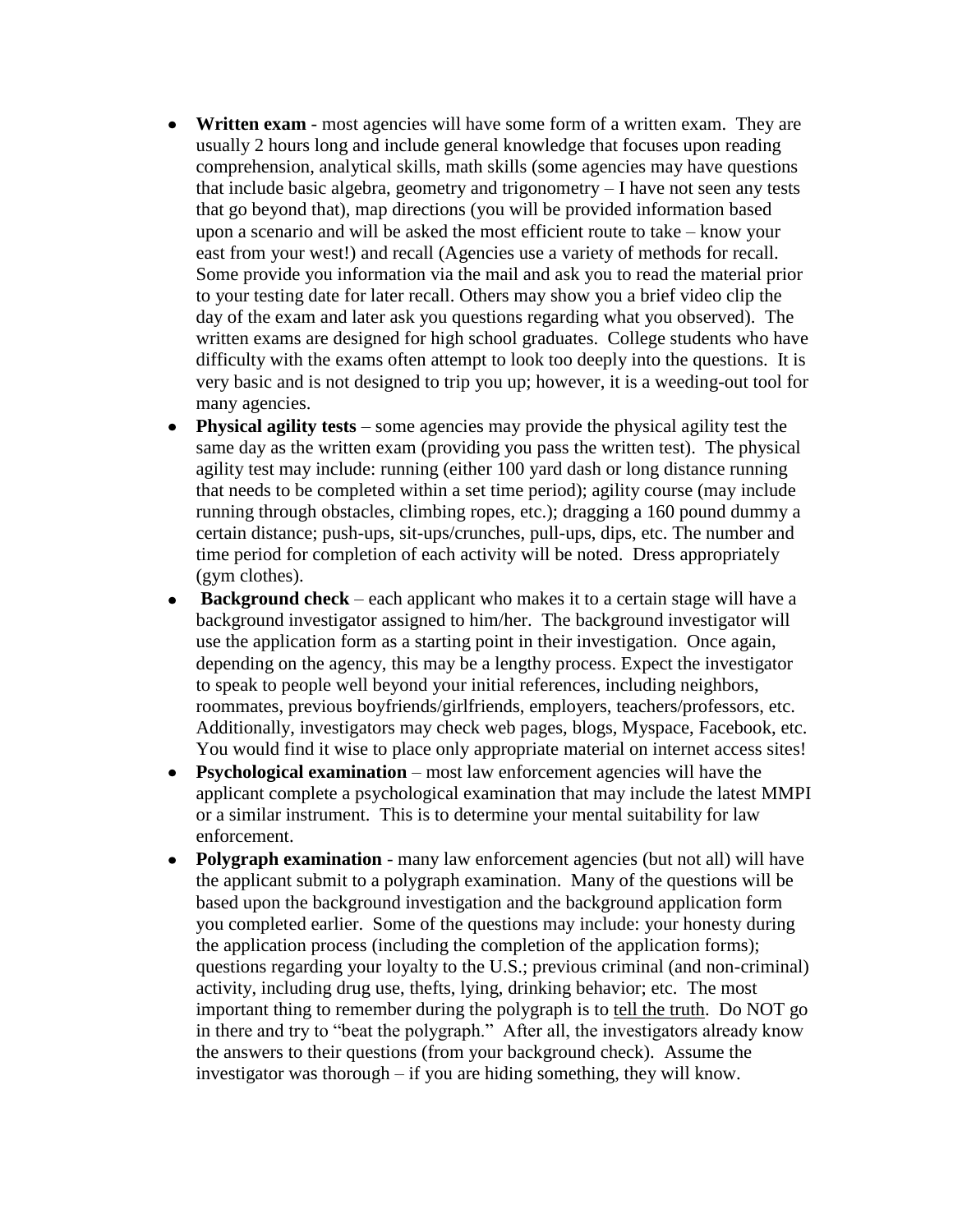- **Written exam** - most agencies will have some form of a written exam. They are usually 2 hours long and include general knowledge that focuses upon reading comprehension, analytical skills, math skills (some agencies may have questions that include basic algebra, geometry and trigonometry – I have not seen any tests that go beyond that), map directions (you will be provided information based upon a scenario and will be asked the most efficient route to take – know your east from your west!) and recall (Agencies use a variety of methods for recall. Some provide you information via the mail and ask you to read the material prior to your testing date for later recall. Others may show you a brief video clip the day of the exam and later ask you questions regarding what you observed). The written exams are designed for high school graduates. College students who have difficulty with the exams often attempt to look too deeply into the questions. It is very basic and is not designed to trip you up; however, it is a weeding-out tool for many agencies.
- **Physical agility tests** – some agencies may provide the physical agility test the same day as the written exam (providing you pass the written test). The physical agility test may include: running (either 100 yard dash or long distance running that needs to be completed within a set time period); agility course (may include running through obstacles, climbing ropes, etc.); dragging a 160 pound dummy a certain distance; push-ups, sit-ups/crunches, pull-ups, dips, etc. The number and time period for completion of each activity will be noted. Dress appropriately (gym clothes).
- **Background check** – each applicant who makes it to a certain stage will have a background investigator assigned to him/her. The background investigator will use the application form as a starting point in their investigation. Once again, depending on the agency, this may be a lengthy process. Expect the investigator to speak to people well beyond your initial references, including neighbors, roommates, previous boyfriends/girlfriends, employers, teachers/professors, etc. Additionally, investigators may check web pages, blogs, Myspace, Facebook, etc. You would find it wise to place only appropriate material on internet access sites!
- **Psychological examination** – most law enforcement agencies will have the applicant complete a psychological examination that may include the latest MMPI or a similar instrument. This is to determine your mental suitability for law enforcement.
- **Polygraph examination** - many law enforcement agencies (but not all) will have the applicant submit to a polygraph examination. Many of the questions will be based upon the background investigation and the background application form you completed earlier. Some of the questions may include: your honesty during the application process (including the completion of the application forms); questions regarding your loyalty to the U.S.; previous criminal (and non-criminal) activity, including drug use, thefts, lying, drinking behavior; etc. The most important thing to remember during the polygraph is to tell the truth. Do NOT go in there and try to "beat the polygraph." After all, the investigators already know the answers to their questions (from your background check). Assume the investigator was thorough – if you are hiding something, they will know.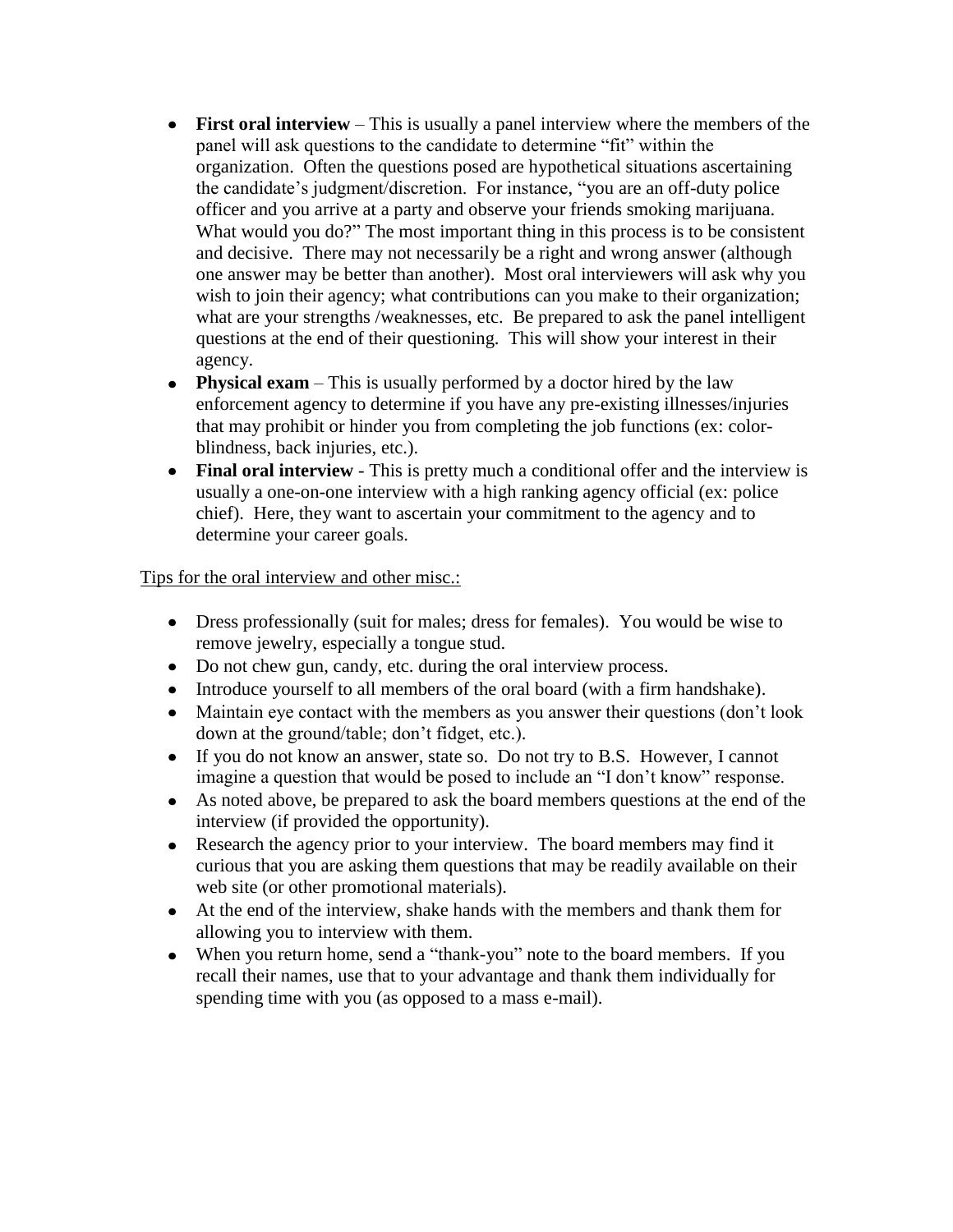- **First oral interview** – This is usually a panel interview where the members of the panel will ask questions to the candidate to determine "fit" within the organization. Often the questions posed are hypothetical situations ascertaining the candidate's judgment/discretion. For instance, "you are an off-duty police officer and you arrive at a party and observe your friends smoking marijuana. What would you do?" The most important thing in this process is to be consistent and decisive. There may not necessarily be a right and wrong answer (although one answer may be better than another). Most oral interviewers will ask why you wish to join their agency; what contributions can you make to their organization; what are your strengths /weaknesses, etc. Be prepared to ask the panel intelligent questions at the end of their questioning. This will show your interest in their agency.
- **Physical exam** – This is usually performed by a doctor hired by the law enforcement agency to determine if you have any pre-existing illnesses/injuries that may prohibit or hinder you from completing the job functions (ex: color-blindness, back injuries, etc.).
- **Final oral interview** - This is pretty much a conditional offer and the interview is usually a one-on-one interview with a high ranking agency official (ex: police chief). Here, they want to ascertain your commitment to the agency and to determine your career goals.

<u>Tips for the oral interview and other misc.:</u>

- Dress professionally (suit for males; dress for females). You would be wise to remove jewelry, especially a tongue stud.
- Do not chew gun, candy, etc. during the oral interview process.
- Introduce yourself to all members of the oral board (with a firm handshake).
- Maintain eye contact with the members as you answer their questions (don't look down at the ground/table; don't fidget, etc.).
- If you do not know an answer, state so. Do not try to B.S. However, I cannot imagine a question that would be posed to include an "I don't know" response.
- As noted above, be prepared to ask the board members questions at the end of the interview (if provided the opportunity).
- Research the agency prior to your interview. The board members may find it curious that you are asking them questions that may be readily available on their web site (or other promotional materials).
- At the end of the interview, shake hands with the members and thank them for allowing you to interview with them.
- When you return home, send a "thank-you" note to the board members. If you recall their names, use that to your advantage and thank them individually for spending time with you (as opposed to a mass e-mail).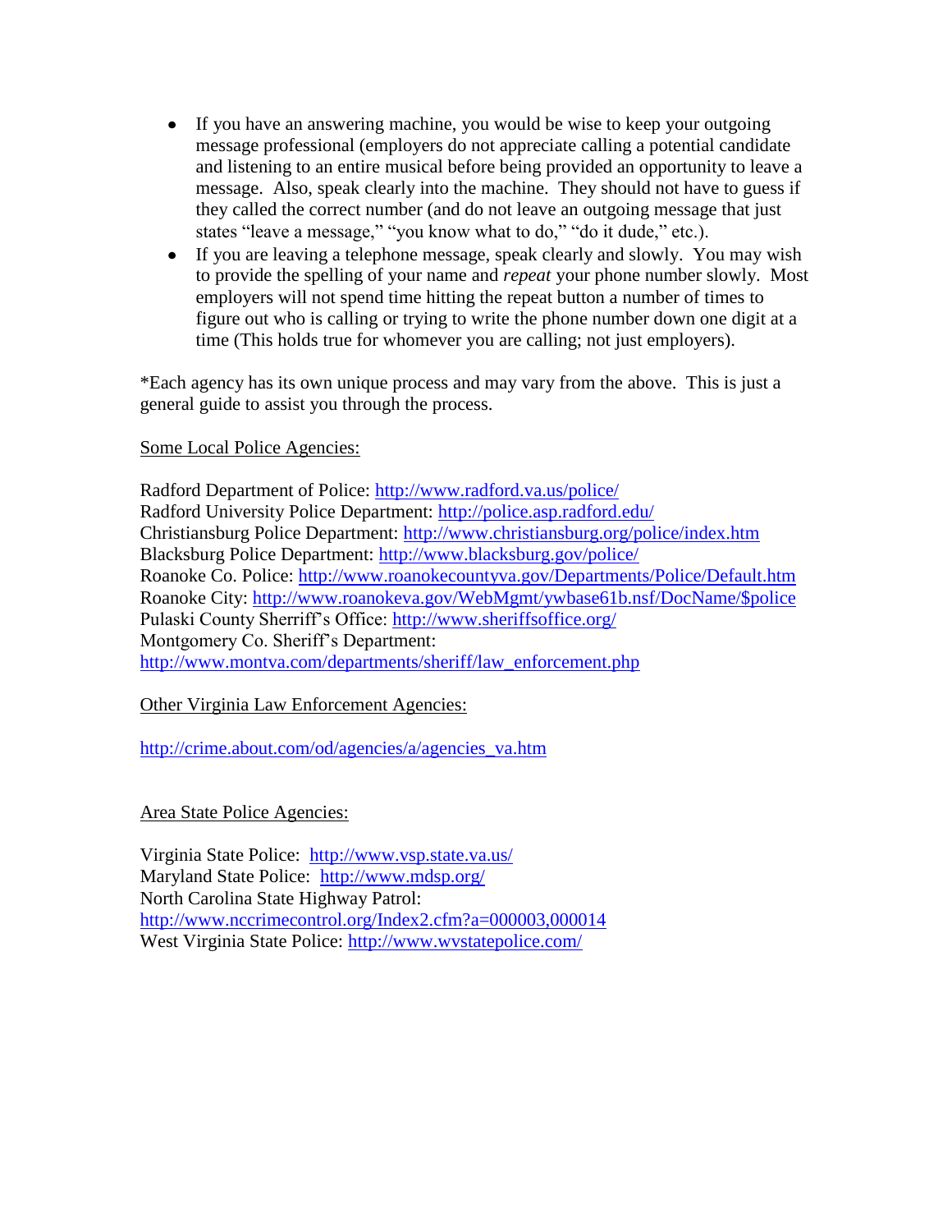- If you have an answering machine, you would be wise to keep your outgoing message professional (employers do not appreciate calling a potential candidate and listening to an entire musical before being provided an opportunity to leave a message. Also, speak clearly into the machine. They should not have to guess if they called the correct number (and do not leave an outgoing message that just states "leave a message," "you know what to do," "do it dude," etc.).
- If you are leaving a telephone message, speak clearly and slowly. You may wish to provide the spelling of your name and *repeat* your phone number slowly. Most employers will not spend time hitting the repeat button a number of times to figure out who is calling or trying to write the phone number down one digit at a time (This holds true for whomever you are calling; not just employers).

*Each agency has its own unique process and may vary from the above. This is just a general guide to assist you through the process.

Some Local Police Agencies:

Radford Department of Police: http://www.radford.va.us/police/
Radford University Police Department: http://police.asp.radford.edu/
Christiansburg Police Department: http://www.christiansburg.org/police/index.htm
Blacksburg Police Department: http://www.blacksburg.gov/police/
Roanoke Co. Police: http://www.roanokecountyva.gov/Departments/Police/Default.htm
Roanoke City: http://www.roanokeva.gov/WebMgmt/ywbase61b.nsf/DocName/$police
Pulaski County Sherriff's Office: http://www.sheriffsoffice.org/
Montgomery Co. Sheriff's Department:
http://www.montva.com/departments/sheriff/law_enforcement.php

Other Virginia Law Enforcement Agencies:

http://crime.about.com/od/agencies/a/agencies_va.htm

Area State Police Agencies:

Virginia State Police: http://www.vsp.state.va.us/
Maryland State Police: http://www.mdsp.org/
North Carolina State Highway Patrol:
http://www.nccrimecontrol.org/Index2.cfm?a=000003,000014
West Virginia State Police: http://www.wvstatepolice.com/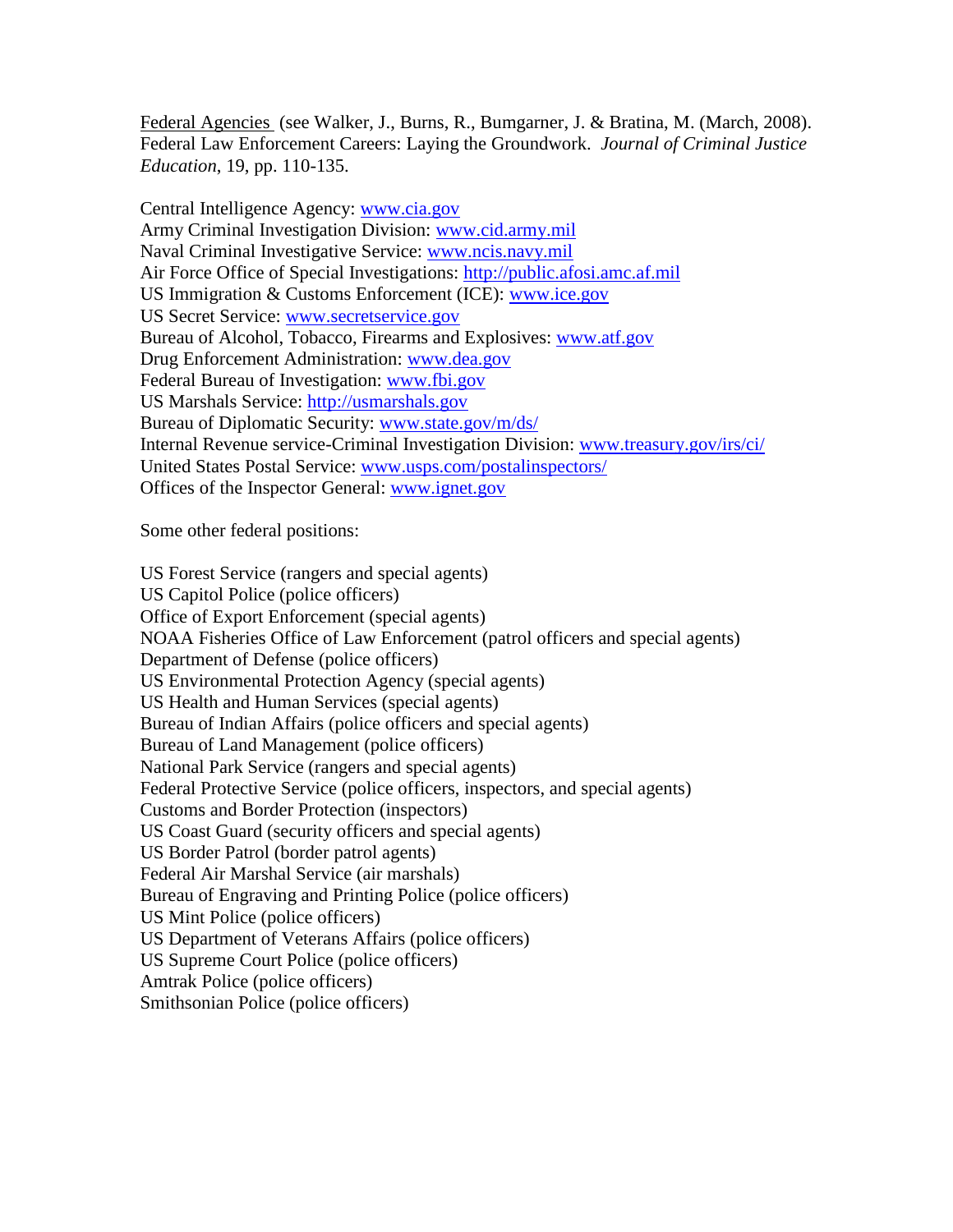Federal Agencies (see Walker, J., Burns, R., Bumgarner, J. & Bratina, M. (March, 2008). Federal Law Enforcement Careers: Laying the Groundwork. *Journal of Criminal Justice Education*, 19, pp. 110-135.

Central Intelligence Agency: [www.cia.gov](http://www.cia.gov)
Army Criminal Investigation Division: [www.cid.army.mil](http://www.cid.army.mil)
Naval Criminal Investigative Service: [www.ncis.navy.mil](http://www.ncis.navy.mil)
Air Force Office of Special Investigations: [http://public.afosi.amc.af.mil](http://public.afosi.amc.af.mil)
US Immigration & Customs Enforcement (ICE): [www.ice.gov](http://www.ice.gov)
US Secret Service: [www.secretservice.gov](http://www.secretservice.gov)
Bureau of Alcohol, Tobacco, Firearms and Explosives: [www.atf.gov](http://www.atf.gov)
Drug Enforcement Administration: [www.dea.gov](http://www.dea.gov)
Federal Bureau of Investigation: [www.fbi.gov](http://www.fbi.gov)
US Marshals Service: [http://usmarshals.gov](http://usmarshals.gov)
Bureau of Diplomatic Security: [www.state.gov/m/ds/](http://www.state.gov/m/ds/)
Internal Revenue service-Criminal Investigation Division: [www.treasury.gov/irs/ci/](http://www.treasury.gov/irs/ci/)
United States Postal Service: [www.usps.com/postalinspectors/](http://www.usps.com/postalinspectors/)
Offices of the Inspector General: [www.ignet.gov](http://www.ignet.gov)

Some other federal positions:

US Forest Service (rangers and special agents)
US Capitol Police (police officers)
Office of Export Enforcement (special agents)
NOAA Fisheries Office of Law Enforcement (patrol officers and special agents)
Department of Defense (police officers)
US Environmental Protection Agency (special agents)
US Health and Human Services (special agents)
Bureau of Indian Affairs (police officers and special agents)
Bureau of Land Management (police officers)
National Park Service (rangers and special agents)
Federal Protective Service (police officers, inspectors, and special agents)
Customs and Border Protection (inspectors)
US Coast Guard (security officers and special agents)
US Border Patrol (border patrol agents)
Federal Air Marshal Service (air marshals)
Bureau of Engraving and Printing Police (police officers)
US Mint Police (police officers)
US Department of Veterans Affairs (police officers)
US Supreme Court Police (police officers)
Amtrak Police (police officers)
Smithsonian Police (police officers)